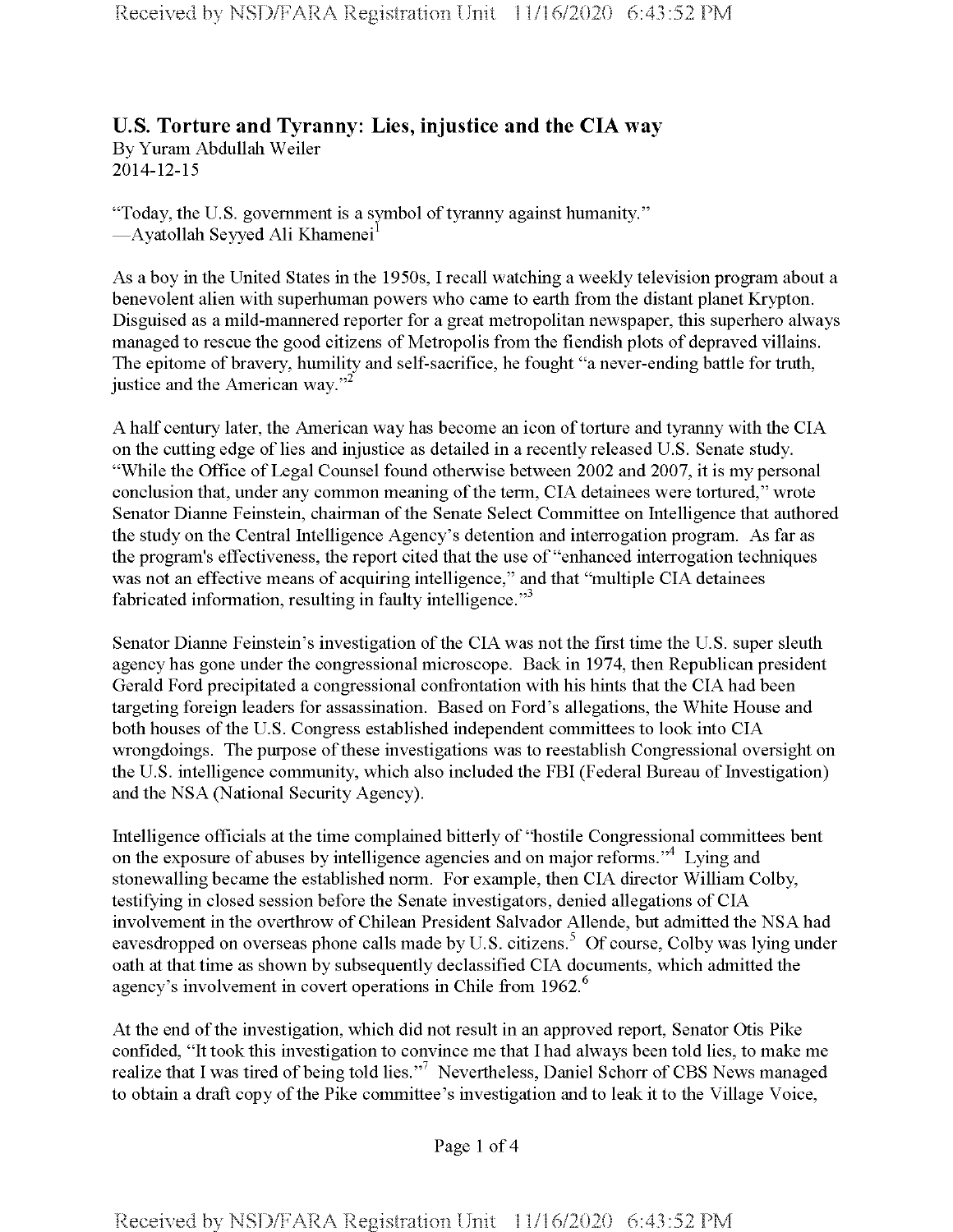## U.S. Torture and Tyranny: Lies, injustice and the CIA way

By Yuram Abdullah Weiler
2014-12-15

"Today, the U.S. government is a symbol of tyranny against humanity."
—Ayatollah Seyyed Ali Khamenei[1]

As a boy in the United States in the 1950s, I recall watching a weekly television program about a benevolent alien with superhuman powers who came to earth from the distant planet Krypton. Disguised as a mild-mannered reporter for a great metropolitan newspaper, this superhero always managed to rescue the good citizens of Metropolis from the fiendish plots of depraved villains. The epitome of bravery, humility and self-sacrifice, he fought "a never-ending battle for truth, justice and the American way."[2]

A half century later, the American way has become an icon of torture and tyranny with the CIA on the cutting edge of lies and injustice as detailed in a recently released U.S. Senate study. "While the Office of Legal Counsel found otherwise between 2002 and 2007, it is my personal conclusion that, under any common meaning of the term, CIA detainees were tortured," wrote Senator Dianne Feinstein, chairman of the Senate Select Committee on Intelligence that authored the study on the Central Intelligence Agency's detention and interrogation program. As far as the program's effectiveness, the report cited that the use of "enhanced interrogation techniques was not an effective means of acquiring intelligence," and that "multiple CIA detainees fabricated information, resulting in faulty intelligence."[3]

Senator Dianne Feinstein's investigation of the CIA was not the first time the U.S. super sleuth agency has gone under the congressional microscope. Back in 1974, then Republican president Gerald Ford precipitated a congressional confrontation with his hints that the CIA had been targeting foreign leaders for assassination. Based on Ford's allegations, the White House and both houses of the U.S. Congress established independent committees to look into CIA wrongdoings. The purpose of these investigations was to reestablish Congressional oversight on the U.S. intelligence community, which also included the FBI (Federal Bureau of Investigation) and the NSA (National Security Agency).

Intelligence officials at the time complained bitterly of "hostile Congressional committees bent on the exposure of abuses by intelligence agencies and on major reforms."[4] Lying and stonewalling became the established norm. For example, then CIA director William Colby, testifying in closed session before the Senate investigators, denied allegations of CIA involvement in the overthrow of Chilean President Salvador Allende, but admitted the NSA had eavesdropped on overseas phone calls made by U.S. citizens.[5] Of course, Colby was lying under oath at that time as shown by subsequently declassified CIA documents, which admitted the agency's involvement in covert operations in Chile from 1962.[6]

At the end of the investigation, which did not result in an approved report, Senator Otis Pike confided, "It took this investigation to convince me that I had always been told lies, to make me realize that I was tired of being told lies."[7] Nevertheless, Daniel Schorr of CBS News managed to obtain a draft copy of the Pike committee's investigation and to leak it to the Village Voice,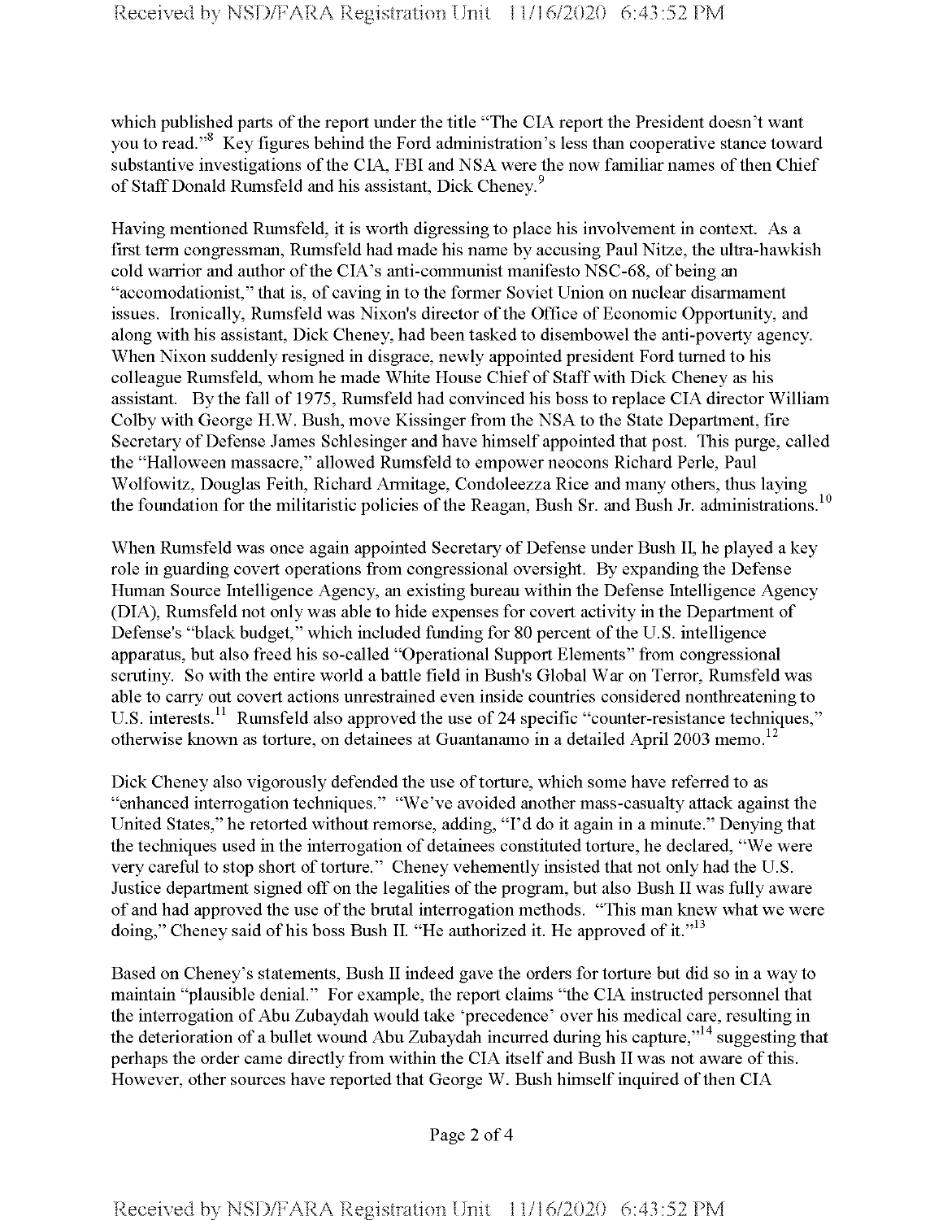which published parts of the report under the title "The CIA report the President doesn't want you to read."[8] Key figures behind the Ford administration's less than cooperative stance toward substantive investigations of the CIA, FBI and NSA were the now familiar names of then Chief of Staff Donald Rumsfeld and his assistant, Dick Cheney.[9]

Having mentioned Rumsfeld, it is worth digressing to place his involvement in context. As a first term congressman, Rumsfeld had made his name by accusing Paul Nitze, the ultra-hawkish cold warrior and author of the CIA's anti-communist manifesto NSC-68, of being an "accomodationist," that is, of caving in to the former Soviet Union on nuclear disarmament issues. Ironically, Rumsfeld was Nixon's director of the Office of Economic Opportunity, and along with his assistant, Dick Cheney, had been tasked to disembowel the anti-poverty agency. When Nixon suddenly resigned in disgrace, newly appointed president Ford turned to his colleague Rumsfeld, whom he made White House Chief of Staff with Dick Cheney as his assistant. By the fall of 1975, Rumsfeld had convinced his boss to replace CIA director William Colby with George H.W. Bush, move Kissinger from the NSA to the State Department, fire Secretary of Defense James Schlesinger and have himself appointed that post. This purge, called the "Halloween massacre," allowed Rumsfeld to empower neocons Richard Perle, Paul Wolfowitz, Douglas Feith, Richard Armitage, Condoleezza Rice and many others, thus laying the foundation for the militaristic policies of the Reagan, Bush Sr. and Bush Jr. administrations.[10]

When Rumsfeld was once again appointed Secretary of Defense under Bush II, he played a key role in guarding covert operations from congressional oversight. By expanding the Defense Human Source Intelligence Agency, an existing bureau within the Defense Intelligence Agency (DIA), Rumsfeld not only was able to hide expenses for covert activity in the Department of Defense's "black budget," which included funding for 80 percent of the U.S. intelligence apparatus, but also freed his so-called "Operational Support Elements" from congressional scrutiny. So with the entire world a battle field in Bush's Global War on Terror, Rumsfeld was able to carry out covert actions unrestrained even inside countries considered nonthreatening to U.S. interests.[11] Rumsfeld also approved the use of 24 specific "counter-resistance techniques," otherwise known as torture, on detainees at Guantanamo in a detailed April 2003 memo.[12]

Dick Cheney also vigorously defended the use of torture, which some have referred to as "enhanced interrogation techniques." "We've avoided another mass-casualty attack against the United States," he retorted without remorse, adding, "I'd do it again in a minute." Denying that the techniques used in the interrogation of detainees constituted torture, he declared, "We were very careful to stop short of torture." Cheney vehemently insisted that not only had the U.S. Justice department signed off on the legalities of the program, but also Bush II was fully aware of and had approved the use of the brutal interrogation methods. "This man knew what we were doing," Cheney said of his boss Bush II. "He authorized it. He approved of it."[13]

Based on Cheney's statements, Bush II indeed gave the orders for torture but did so in a way to maintain "plausible denial." For example, the report claims "the CIA instructed personnel that the interrogation of Abu Zubaydah would take 'precedence' over his medical care, resulting in the deterioration of a bullet wound Abu Zubaydah incurred during his capture,"[14] suggesting that perhaps the order came directly from within the CIA itself and Bush II was not aware of this. However, other sources have reported that George W. Bush himself inquired of then CIA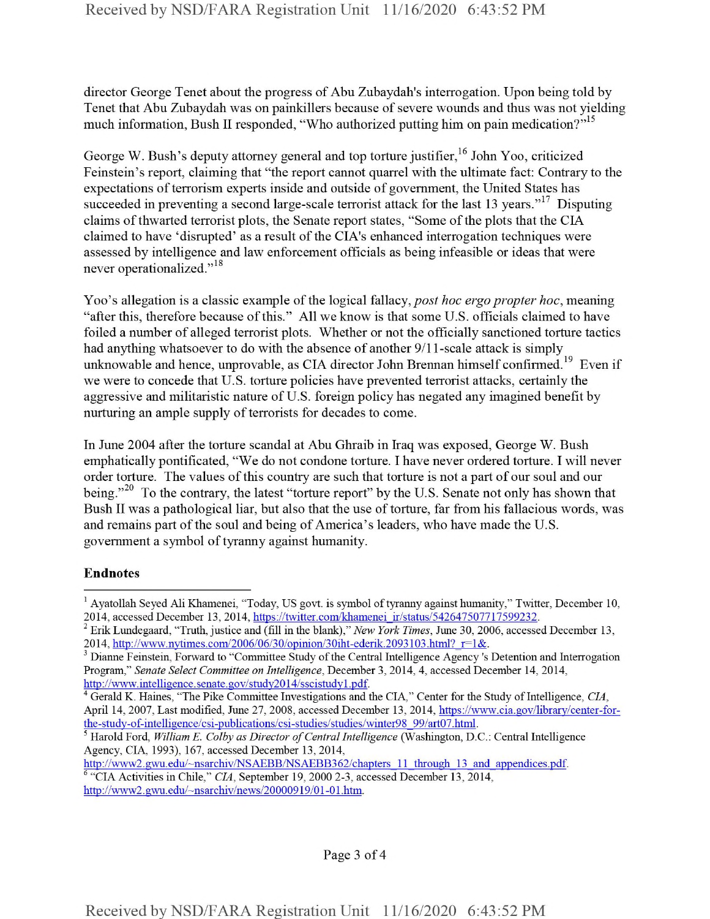director George Tenet about the progress of Abu Zubaydah's interrogation. Upon being told by Tenet that Abu Zubaydah was on painkillers because of severe wounds and thus was not yielding much information, Bush II responded, “Who authorized putting him on pain medication?”[15]

George W. Bush’s deputy attorney general and top torture justifier,[16] John Yoo, criticized Feinstein’s report, claiming that “the report cannot quarrel with the ultimate fact: Contrary to the expectations of terrorism experts inside and outside of government, the United States has succeeded in preventing a second large-scale terrorist attack for the last 13 years.”[17] Disputing claims of thwarted terrorist plots, the Senate report states, “Some of the plots that the CIA claimed to have ‘disrupted’ as a result of the CIA's enhanced interrogation techniques were assessed by intelligence and law enforcement officials as being infeasible or ideas that were never operationalized.”[18]

Yoo’s allegation is a classic example of the logical fallacy, *post hoc ergo propter hoc*, meaning “after this, therefore because of this.” All we know is that some U.S. officials claimed to have foiled a number of alleged terrorist plots. Whether or not the officially sanctioned torture tactics had anything whatsoever to do with the absence of another 9/11-scale attack is simply unknowable and hence, unprovable, as CIA director John Brennan himself confirmed.[19] Even if we were to concede that U.S. torture policies have prevented terrorist attacks, certainly the aggressive and militaristic nature of U.S. foreign policy has negated any imagined benefit by nurturing an ample supply of terrorists for decades to come.

In June 2004 after the torture scandal at Abu Ghraib in Iraq was exposed, George W. Bush emphatically pontificated, “We do not condone torture. I have never ordered torture. I will never order torture. The values of this country are such that torture is not a part of our soul and our being.”[20] To the contrary, the latest “torture report” by the U.S. Senate not only has shown that Bush II was a pathological liar, but also that the use of torture, far from his fallacious words, was and remains part of the soul and being of America’s leaders, who have made the U.S. government a symbol of tyranny against humanity.

**Endnotes**

[1] Ayatollah Seyed Ali Khamenei, “Today, US govt. is symbol of tyranny against humanity,” Twitter, December 10, 2014, accessed December 13, 2014, https://twitter.com/khamenei_ir/status/542647507717599232.

[2] Erik Lundegaard, “Truth, justice and (fill in the blank),” *New York Times*, June 30, 2006, accessed December 13, 2014, http://www.nytimes.com/2006/06/30/opinion/30iht-ederik.2093103.html?_r=1&.

[3] Dianne Feinstein, Forward to “Committee Study of the Central Intelligence Agency 's Detention and Interrogation Program,” *Senate Select Committee on Intelligence*, December 3, 2014, 4, accessed December 14, 2014, http://www.intelligence.senate.gov/study2014/sscistudy1.pdf.

[4] Gerald K. Haines, “The Pike Committee Investigations and the CIA,” Center for the Study of Intelligence, *CIA*, April 14, 2007, Last modified, June 27, 2008, accessed December 13, 2014, https://www.cia.gov/library/center-for-the-study-of-intelligence/csi-publications/csi-studies/studies/winter98_99/art07.html.

[5] Harold Ford, *William E. Colby as Director of Central Intelligence* (Washington, D.C.: Central Intelligence Agency, CIA, 1993), 167, accessed December 13, 2014, http://www2.gwu.edu/~nsarchiv/NSAEBB/NSAEBB362/chapters_11_through_13_and_appendices.pdf.

[6] “CIA Activities in Chile,” *CIA*, September 19, 2000 2-3, accessed December 13, 2014, http://www2.gwu.edu/~nsarchiv/news/20000919/01-01.htm.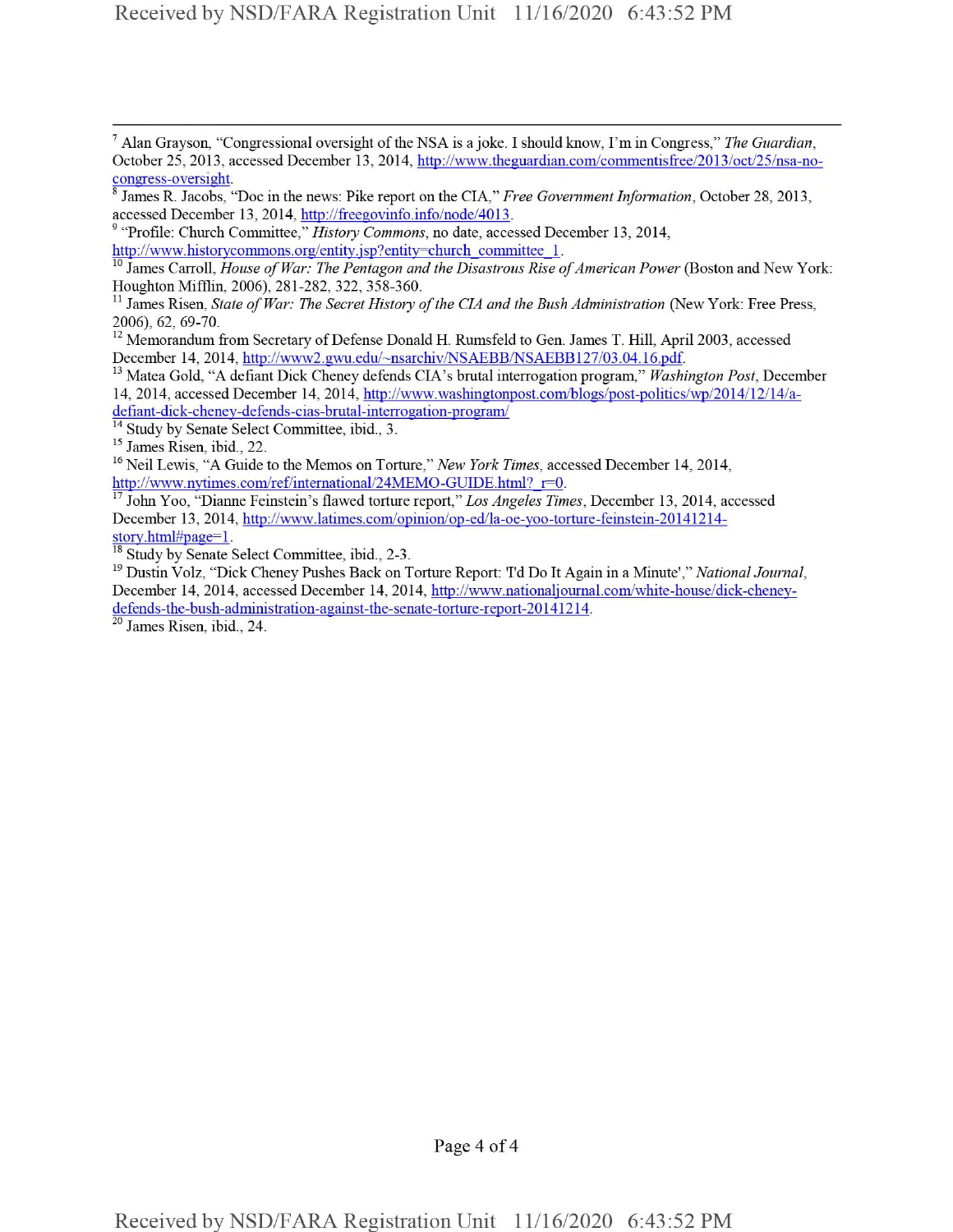---

[7] Alan Grayson, "Congressional oversight of the NSA is a joke. I should know, I'm in Congress," *The Guardian*, October 25, 2013, accessed December 13, 2014, http://www.theguardian.com/commentisfree/2013/oct/25/nsa-no-congress-oversight.

[8] James R. Jacobs, "Doc in the news: Pike report on the CIA," *Free Government Information*, October 28, 2013, accessed December 13, 2014, http://freegovinfo.info/node/4013.

[9] "Profile: Church Committee," *History Commons*, no date, accessed December 13, 2014, http://www.historycommons.org/entity.jsp?entity=church_committee_1.

[10] James Carroll, *House of War: The Pentagon and the Disastrous Rise of American Power* (Boston and New York: Houghton Mifflin, 2006), 281-282, 322, 358-360.

[11] James Risen, *State of War: The Secret History of the CIA and the Bush Administration* (New York: Free Press, 2006), 62, 69-70.

[12] Memorandum from Secretary of Defense Donald H. Rumsfeld to Gen. James T. Hill, April 2003, accessed December 14, 2014, http://www2.gwu.edu/~nsarchiv/NSAEBB/NSAEBB127/03.04.16.pdf.

[13] Matea Gold, "A defiant Dick Cheney defends CIA's brutal interrogation program," *Washington Post*, December 14, 2014, accessed December 14, 2014, http://www.washingtonpost.com/blogs/post-politics/wp/2014/12/14/a-defiant-dick-cheney-defends-cias-brutal-interrogation-program/

[14] Study by Senate Select Committee, ibid., 3.

[15] James Risen, ibid., 22.

[16] Neil Lewis, "A Guide to the Memos on Torture," *New York Times*, accessed December 14, 2014, http://www.nytimes.com/ref/international/24MEMO-GUIDE.html?_r=0.

[17] John Yoo, "Dianne Feinstein's flawed torture report," *Los Angeles Times*, December 13, 2014, accessed December 13, 2014, http://www.latimes.com/opinion/op-ed/la-oe-yoo-torture-feinstein-20141214-story.html#page=1.

[18] Study by Senate Select Committee, ibid., 2-3.

[19] Dustin Volz, "Dick Cheney Pushes Back on Torture Report: 'I'd Do It Again in a Minute'," *National Journal*, December 14, 2014, accessed December 14, 2014, http://www.nationaljournal.com/white-house/dick-cheney-defends-the-bush-administration-against-the-senate-torture-report-20141214.

[20] James Risen, ibid., 24.